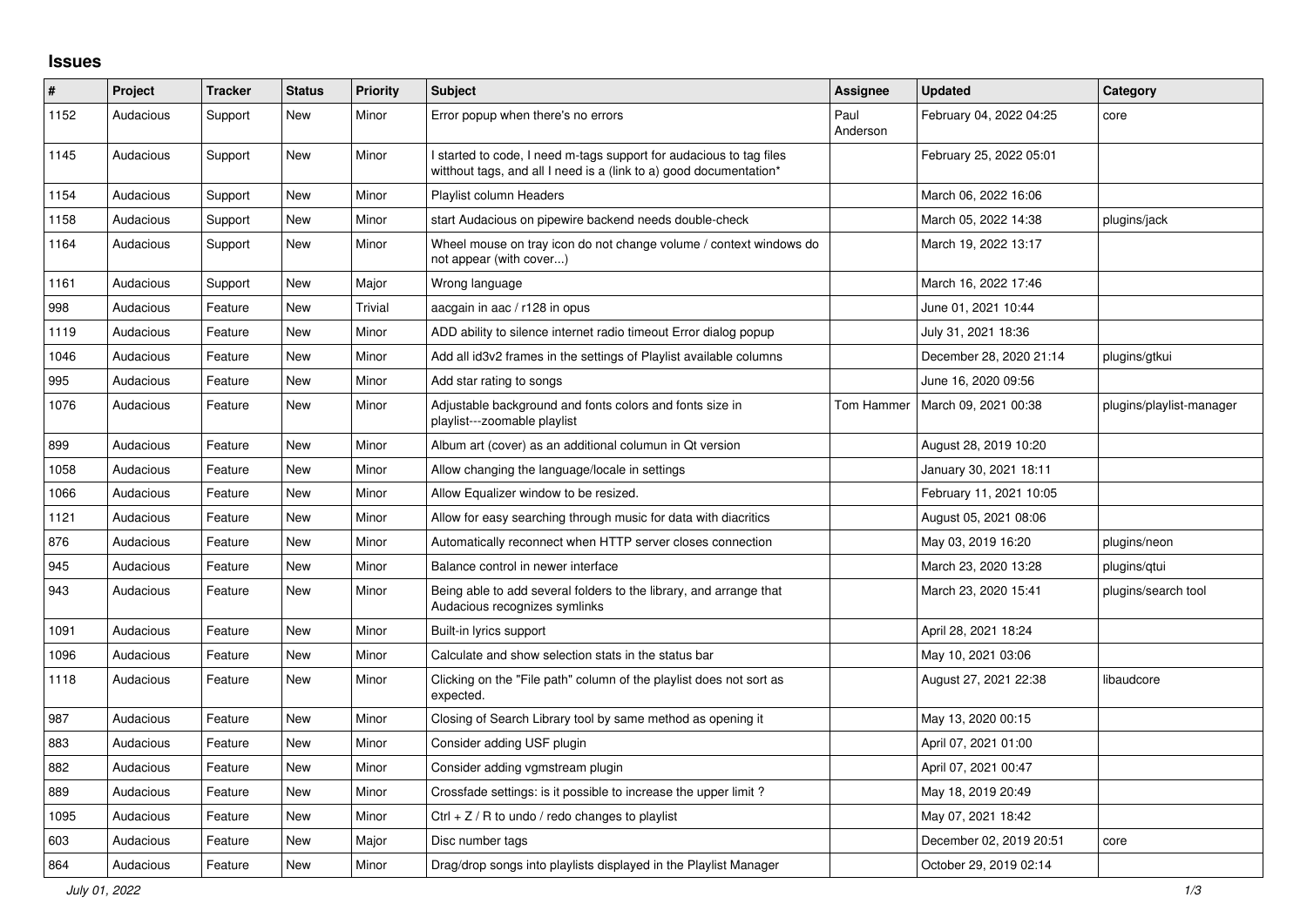## Issues

| # | Project | Tracker | Status | Priority | Subject | Assignee | Updated | Category |
|---|---|---|---|---|---|---|---|---|
| 1152 | Audacious | Support | New | Minor | Error popup when there's no errors | Paul Anderson | February 04, 2022 04:25 | core |
| 1145 | Audacious | Support | New | Minor | I started to code, I need m-tags support for audacious to tag files witthout tags, and all I need is a (link to a) good documentation* | | February 25, 2022 05:01 | |
| 1154 | Audacious | Support | New | Minor | Playlist column Headers | | March 06, 2022 16:06 | |
| 1158 | Audacious | Support | New | Minor | start Audacious on pipewire backend needs double-check | | March 05, 2022 14:38 | plugins/jack |
| 1164 | Audacious | Support | New | Minor | Wheel mouse on tray icon do not change volume / context windows do not appear (with cover...) | | March 19, 2022 13:17 | |
| 1161 | Audacious | Support | New | Major | Wrong language | | March 16, 2022 17:46 | |
| 998 | Audacious | Feature | New | Trivial | aacgain in aac / r128 in opus | | June 01, 2021 10:44 | |
| 1119 | Audacious | Feature | New | Minor | ADD ability to silence internet radio timeout Error dialog popup | | July 31, 2021 18:36 | |
| 1046 | Audacious | Feature | New | Minor | Add all id3v2 frames in the settings of Playlist available columns | | December 28, 2020 21:14 | plugins/gtkui |
| 995 | Audacious | Feature | New | Minor | Add star rating to songs | | June 16, 2020 09:56 | |
| 1076 | Audacious | Feature | New | Minor | Adjustable background and fonts colors and fonts size in playlist---zoomable playlist | Tom Hammer | March 09, 2021 00:38 | plugins/playlist-manager |
| 899 | Audacious | Feature | New | Minor | Album art (cover) as an additional columun in Qt version | | August 28, 2019 10:20 | |
| 1058 | Audacious | Feature | New | Minor | Allow changing the language/locale in settings | | January 30, 2021 18:11 | |
| 1066 | Audacious | Feature | New | Minor | Allow Equalizer window to be resized. | | February 11, 2021 10:05 | |
| 1121 | Audacious | Feature | New | Minor | Allow for easy searching through music for data with diacritics | | August 05, 2021 08:06 | |
| 876 | Audacious | Feature | New | Minor | Automatically reconnect when HTTP server closes connection | | May 03, 2019 16:20 | plugins/neon |
| 945 | Audacious | Feature | New | Minor | Balance control in newer interface | | March 23, 2020 13:28 | plugins/qtui |
| 943 | Audacious | Feature | New | Minor | Being able to add several folders to the library, and arrange that Audacious recognizes symlinks | | March 23, 2020 15:41 | plugins/search tool |
| 1091 | Audacious | Feature | New | Minor | Built-in lyrics support | | April 28, 2021 18:24 | |
| 1096 | Audacious | Feature | New | Minor | Calculate and show selection stats in the status bar | | May 10, 2021 03:06 | |
| 1118 | Audacious | Feature | New | Minor | Clicking on the "File path" column of the playlist does not sort as expected. | | August 27, 2021 22:38 | libaudcore |
| 987 | Audacious | Feature | New | Minor | Closing of Search Library tool by same method as opening it | | May 13, 2020 00:15 | |
| 883 | Audacious | Feature | New | Minor | Consider adding USF plugin | | April 07, 2021 01:00 | |
| 882 | Audacious | Feature | New | Minor | Consider adding vgmstream plugin | | April 07, 2021 00:47 | |
| 889 | Audacious | Feature | New | Minor | Crossfade settings: is it possible to increase the upper limit ? | | May 18, 2019 20:49 | |
| 1095 | Audacious | Feature | New | Minor | Ctrl + Z / R to undo / redo changes to playlist | | May 07, 2021 18:42 | |
| 603 | Audacious | Feature | New | Major | Disc number tags | | December 02, 2019 20:51 | core |
| 864 | Audacious | Feature | New | Minor | Drag/drop songs into playlists displayed in the Playlist Manager | | October 29, 2019 02:14 | |

*July 01, 2022*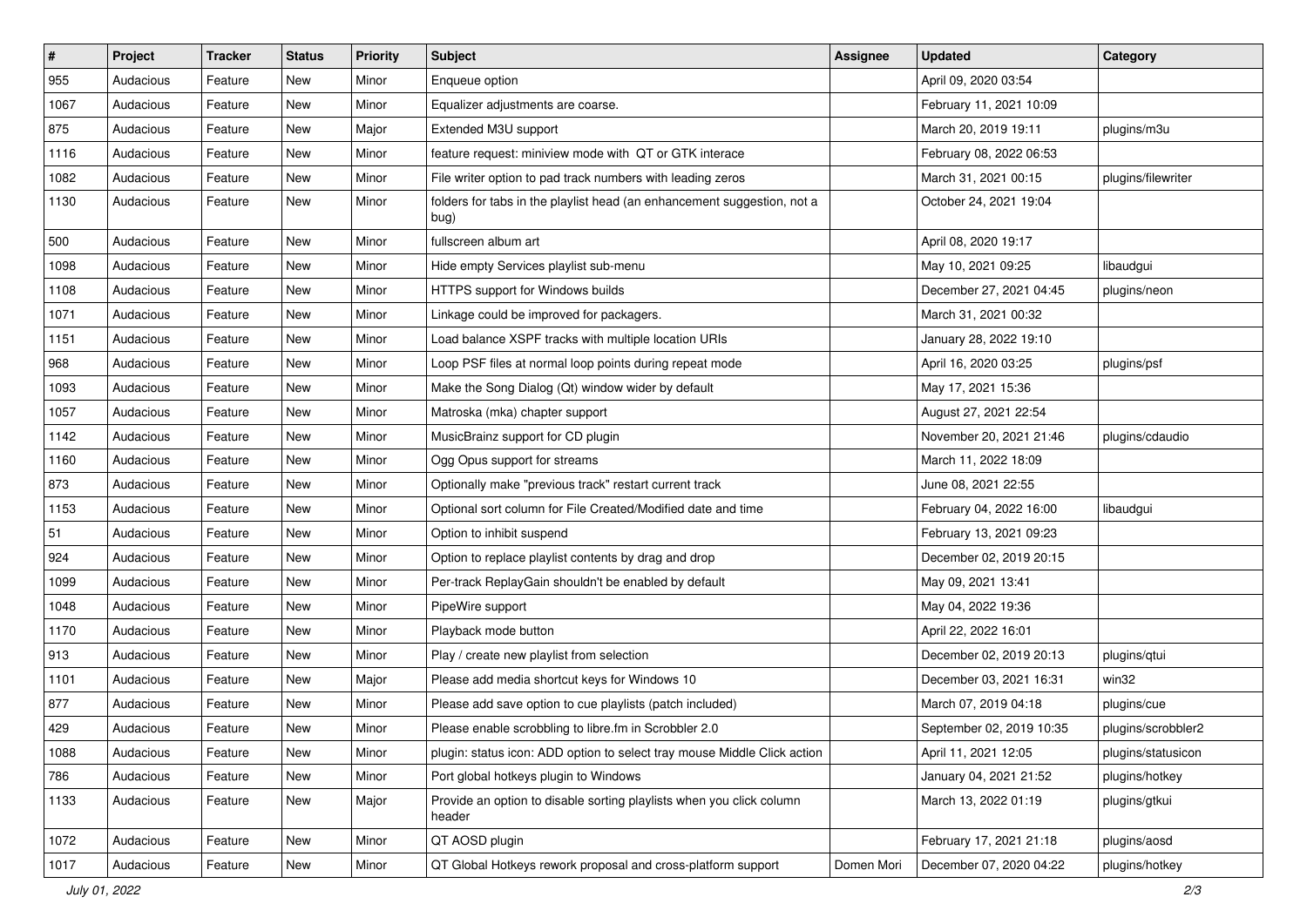| # | Project | Tracker | Status | Priority | Subject | Assignee | Updated | Category |
|---|---|---|---|---|---|---|---|---|
| 955 | Audacious | Feature | New | Minor | Enqueue option | | April 09, 2020 03:54 | |
| 1067 | Audacious | Feature | New | Minor | Equalizer adjustments are coarse. | | February 11, 2021 10:09 | |
| 875 | Audacious | Feature | New | Major | Extended M3U support | | March 20, 2019 19:11 | plugins/m3u |
| 1116 | Audacious | Feature | New | Minor | feature request: miniview mode with QT or GTK interace | | February 08, 2022 06:53 | |
| 1082 | Audacious | Feature | New | Minor | File writer option to pad track numbers with leading zeros | | March 31, 2021 00:15 | plugins/filewriter |
| 1130 | Audacious | Feature | New | Minor | folders for tabs in the playlist head (an enhancement suggestion, not a bug) | | October 24, 2021 19:04 | |
| 500 | Audacious | Feature | New | Minor | fullscreen album art | | April 08, 2020 19:17 | |
| 1098 | Audacious | Feature | New | Minor | Hide empty Services playlist sub-menu | | May 10, 2021 09:25 | libaudgui |
| 1108 | Audacious | Feature | New | Minor | HTTPS support for Windows builds | | December 27, 2021 04:45 | plugins/neon |
| 1071 | Audacious | Feature | New | Minor | Linkage could be improved for packagers. | | March 31, 2021 00:32 | |
| 1151 | Audacious | Feature | New | Minor | Load balance XSPF tracks with multiple location URIs | | January 28, 2022 19:10 | |
| 968 | Audacious | Feature | New | Minor | Loop PSF files at normal loop points during repeat mode | | April 16, 2020 03:25 | plugins/psf |
| 1093 | Audacious | Feature | New | Minor | Make the Song Dialog (Qt) window wider by default | | May 17, 2021 15:36 | |
| 1057 | Audacious | Feature | New | Minor | Matroska (mka) chapter support | | August 27, 2021 22:54 | |
| 1142 | Audacious | Feature | New | Minor | MusicBrainz support for CD plugin | | November 20, 2021 21:46 | plugins/cdaudio |
| 1160 | Audacious | Feature | New | Minor | Ogg Opus support for streams | | March 11, 2022 18:09 | |
| 873 | Audacious | Feature | New | Minor | Optionally make "previous track" restart current track | | June 08, 2021 22:55 | |
| 1153 | Audacious | Feature | New | Minor | Optional sort column for File Created/Modified date and time | | February 04, 2022 16:00 | libaudgui |
| 51 | Audacious | Feature | New | Minor | Option to inhibit suspend | | February 13, 2021 09:23 | |
| 924 | Audacious | Feature | New | Minor | Option to replace playlist contents by drag and drop | | December 02, 2019 20:15 | |
| 1099 | Audacious | Feature | New | Minor | Per-track ReplayGain shouldn't be enabled by default | | May 09, 2021 13:41 | |
| 1048 | Audacious | Feature | New | Minor | PipeWire support | | May 04, 2022 19:36 | |
| 1170 | Audacious | Feature | New | Minor | Playback mode button | | April 22, 2022 16:01 | |
| 913 | Audacious | Feature | New | Minor | Play / create new playlist from selection | | December 02, 2019 20:13 | plugins/qtui |
| 1101 | Audacious | Feature | New | Major | Please add media shortcut keys for Windows 10 | | December 03, 2021 16:31 | win32 |
| 877 | Audacious | Feature | New | Minor | Please add save option to cue playlists (patch included) | | March 07, 2019 04:18 | plugins/cue |
| 429 | Audacious | Feature | New | Minor | Please enable scrobbling to libre.fm in Scrobbler 2.0 | | September 02, 2019 10:35 | plugins/scrobbler2 |
| 1088 | Audacious | Feature | New | Minor | plugin: status icon: ADD option to select tray mouse Middle Click action | | April 11, 2021 12:05 | plugins/statusicon |
| 786 | Audacious | Feature | New | Minor | Port global hotkeys plugin to Windows | | January 04, 2021 21:52 | plugins/hotkey |
| 1133 | Audacious | Feature | New | Major | Provide an option to disable sorting playlists when you click column header | | March 13, 2022 01:19 | plugins/gtkui |
| 1072 | Audacious | Feature | New | Minor | QT AOSD plugin | | February 17, 2021 21:18 | plugins/aosd |
| 1017 | Audacious | Feature | New | Minor | QT Global Hotkeys rework proposal and cross-platform support | Domen Mori | December 07, 2020 04:22 | plugins/hotkey |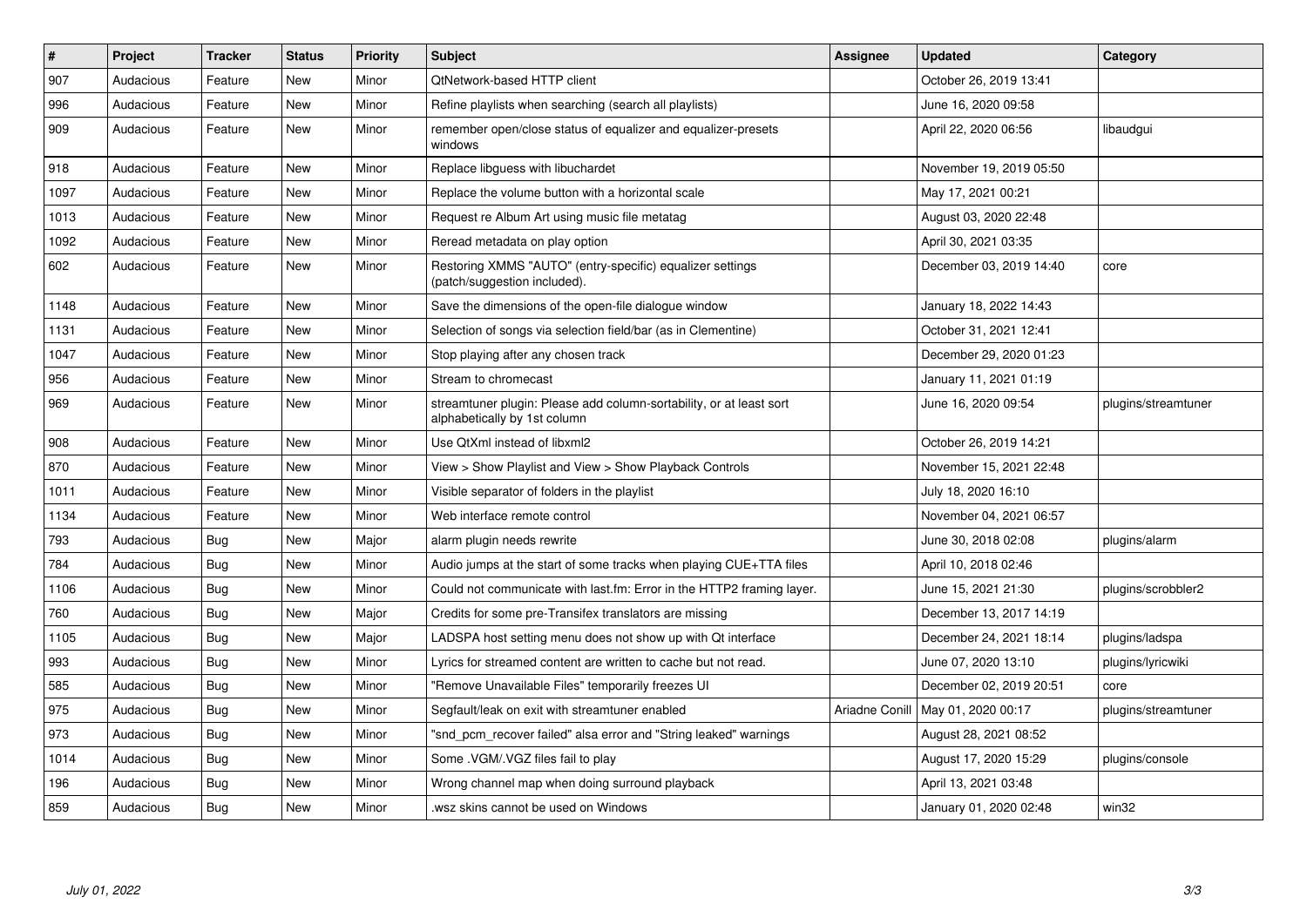| # | Project | Tracker | Status | Priority | Subject | Assignee | Updated | Category |
|---|---|---|---|---|---|---|---|---|
| 907 | Audacious | Feature | New | Minor | QtNetwork-based HTTP client | | October 26, 2019 13:41 | |
| 996 | Audacious | Feature | New | Minor | Refine playlists when searching (search all playlists) | | June 16, 2020 09:58 | |
| 909 | Audacious | Feature | New | Minor | remember open/close status of equalizer and equalizer-presets windows | | April 22, 2020 06:56 | libaudgui |
| 918 | Audacious | Feature | New | Minor | Replace libguess with libuchardet | | November 19, 2019 05:50 | |
| 1097 | Audacious | Feature | New | Minor | Replace the volume button with a horizontal scale | | May 17, 2021 00:21 | |
| 1013 | Audacious | Feature | New | Minor | Request re Album Art using music file metatag | | August 03, 2020 22:48 | |
| 1092 | Audacious | Feature | New | Minor | Reread metadata on play option | | April 30, 2021 03:35 | |
| 602 | Audacious | Feature | New | Minor | Restoring XMMS "AUTO" (entry-specific) equalizer settings (patch/suggestion included). | | December 03, 2019 14:40 | core |
| 1148 | Audacious | Feature | New | Minor | Save the dimensions of the open-file dialogue window | | January 18, 2022 14:43 | |
| 1131 | Audacious | Feature | New | Minor | Selection of songs via selection field/bar (as in Clementine) | | October 31, 2021 12:41 | |
| 1047 | Audacious | Feature | New | Minor | Stop playing after any chosen track | | December 29, 2020 01:23 | |
| 956 | Audacious | Feature | New | Minor | Stream to chromecast | | January 11, 2021 01:19 | |
| 969 | Audacious | Feature | New | Minor | streamtuner plugin: Please add column-sortability, or at least sort alphabetically by 1st column | | June 16, 2020 09:54 | plugins/streamtuner |
| 908 | Audacious | Feature | New | Minor | Use QtXml instead of libxml2 | | October 26, 2019 14:21 | |
| 870 | Audacious | Feature | New | Minor | View > Show Playlist and View > Show Playback Controls | | November 15, 2021 22:48 | |
| 1011 | Audacious | Feature | New | Minor | Visible separator of folders in the playlist | | July 18, 2020 16:10 | |
| 1134 | Audacious | Feature | New | Minor | Web interface remote control | | November 04, 2021 06:57 | |
| 793 | Audacious | Bug | New | Major | alarm plugin needs rewrite | | June 30, 2018 02:08 | plugins/alarm |
| 784 | Audacious | Bug | New | Minor | Audio jumps at the start of some tracks when playing CUE+TTA files | | April 10, 2018 02:46 | |
| 1106 | Audacious | Bug | New | Minor | Could not communicate with last.fm: Error in the HTTP2 framing layer. | | June 15, 2021 21:30 | plugins/scrobbler2 |
| 760 | Audacious | Bug | New | Major | Credits for some pre-Transifex translators are missing | | December 13, 2017 14:19 | |
| 1105 | Audacious | Bug | New | Major | LADSPA host setting menu does not show up with Qt interface | | December 24, 2021 18:14 | plugins/ladspa |
| 993 | Audacious | Bug | New | Minor | Lyrics for streamed content are written to cache but not read. | | June 07, 2020 13:10 | plugins/lyricwiki |
| 585 | Audacious | Bug | New | Minor | "Remove Unavailable Files" temporarily freezes UI | | December 02, 2019 20:51 | core |
| 975 | Audacious | Bug | New | Minor | Segfault/leak on exit with streamtuner enabled | Ariadne Conill | May 01, 2020 00:17 | plugins/streamtuner |
| 973 | Audacious | Bug | New | Minor | "snd_pcm_recover failed" alsa error and "String leaked" warnings | | August 28, 2021 08:52 | |
| 1014 | Audacious | Bug | New | Minor | Some .VGM/.VGZ files fail to play | | August 17, 2020 15:29 | plugins/console |
| 196 | Audacious | Bug | New | Minor | Wrong channel map when doing surround playback | | April 13, 2021 03:48 | |
| 859 | Audacious | Bug | New | Minor | .wsz skins cannot be used on Windows | | January 01, 2020 02:48 | win32 |

*July 01, 2022*